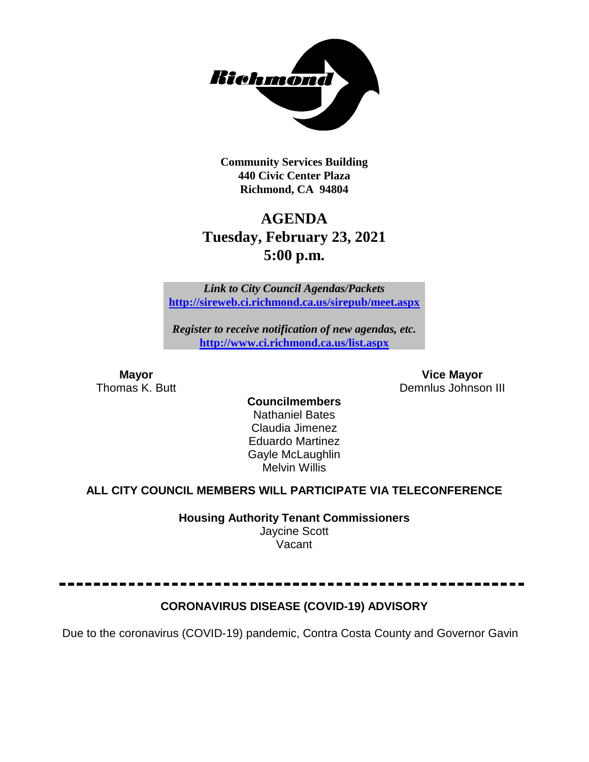Community Services Building
440 Civic Center Plaza
Richmond, CA 94804

# AGENDA
## Tuesday, February 23, 2021
## 5:00 p.m.

*Link to City Council Agendas/Packets*
**http://sireweb.ci.richmond.ca.us/sirepub/meet.aspx**

*Register to receive notification of new agendas, etc.*
**http://www.ci.richmond.ca.us/list.aspx**

**Mayor**
Thomas K. Butt

**Vice Mayor**
Demnlus Johnson III

**Councilmembers**
Nathaniel Bates
Claudia Jimenez
Eduardo Martinez
Gayle McLaughlin
Melvin Willis

**ALL CITY COUNCIL MEMBERS WILL PARTICIPATE VIA TELECONFERENCE**

**Housing Authority Tenant Commissioners**
Jaycine Scott
Vacant

---

**CORONAVIRUS DISEASE (COVID-19) ADVISORY**

Due to the coronavirus (COVID-19) pandemic, Contra Costa County and Governor Gavin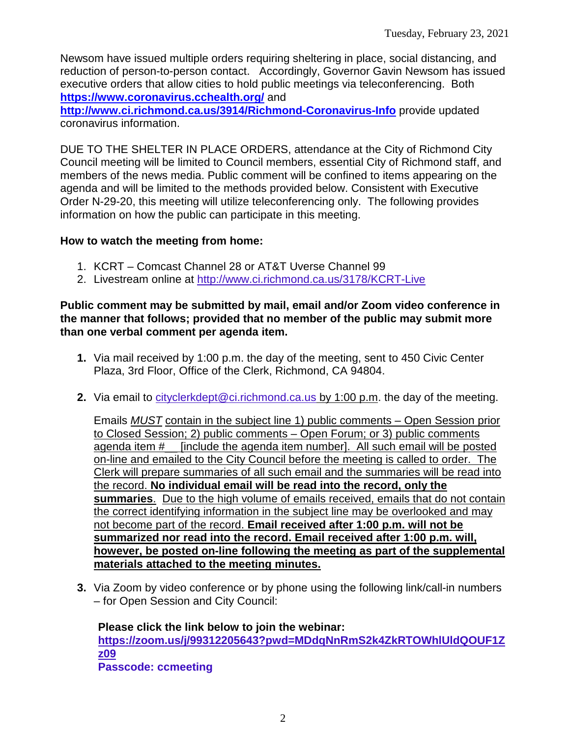Newsom have issued multiple orders requiring sheltering in place, social distancing, and reduction of person-to-person contact. Accordingly, Governor Gavin Newsom has issued executive orders that allow cities to hold public meetings via teleconferencing. Both **https://www.coronavirus.cchealth.org/** and **http://www.ci.richmond.ca.us/3914/Richmond-Coronavirus-Info** provide updated coronavirus information.

DUE TO THE SHELTER IN PLACE ORDERS, attendance at the City of Richmond City Council meeting will be limited to Council members, essential City of Richmond staff, and members of the news media. Public comment will be confined to items appearing on the agenda and will be limited to the methods provided below. Consistent with Executive Order N-29-20, this meeting will utilize teleconferencing only. The following provides information on how the public can participate in this meeting.

**How to watch the meeting from home:**

1. KCRT – Comcast Channel 28 or AT&T Uverse Channel 99
2. Livestream online at http://www.ci.richmond.ca.us/3178/KCRT-Live

**Public comment may be submitted by mail, email and/or Zoom video conference in the manner that follows; provided that no member of the public may submit more than one verbal comment per agenda item.**

1. Via mail received by 1:00 p.m. the day of the meeting, sent to 450 Civic Center Plaza, 3rd Floor, Office of the Clerk, Richmond, CA 94804.

2. Via email to cityclerkdept@ci.richmond.ca.us by 1:00 p.m. the day of the meeting.

   Emails *MUST* contain in the subject line 1) public comments – Open Session prior to Closed Session; 2) public comments – Open Forum; or 3) public comments agenda item #__ [include the agenda item number]. All such email will be posted on-line and emailed to the City Council before the meeting is called to order. The Clerk will prepare summaries of all such email and the summaries will be read into the record. **No individual email will be read into the record, only the summaries**. Due to the high volume of emails received, emails that do not contain the correct identifying information in the subject line may be overlooked and may not become part of the record. **Email received after 1:00 p.m. will not be summarized nor read into the record. Email received after 1:00 p.m. will, however, be posted on-line following the meeting as part of the supplemental materials attached to the meeting minutes.**

3. Via Zoom by video conference or by phone using the following link/call-in numbers – for Open Session and City Council:

   **Please click the link below to join the webinar:**
   **https://zoom.us/j/99312205643?pwd=MDdqNnRmS2k4ZkRTOWhlUldQOUF1Zz09**
   **Passcode: ccmeeting**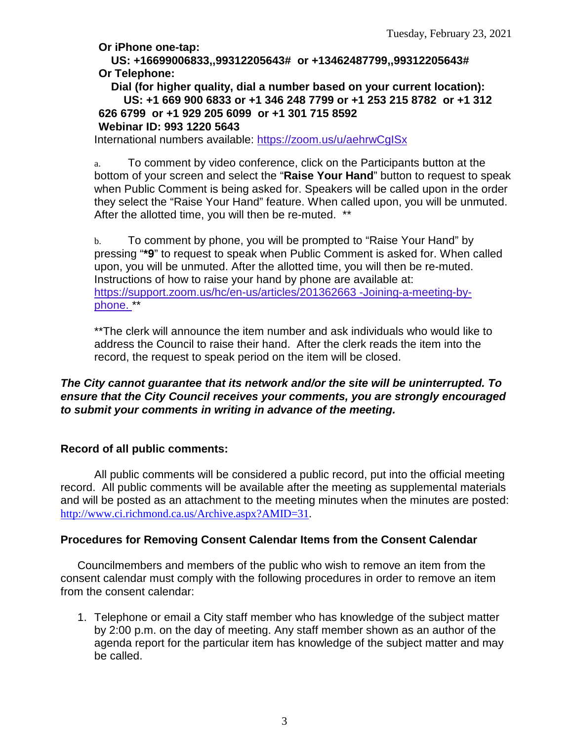**Or iPhone one-tap:**

**US: +16699006833,,99312205643# or +13462487799,,99312205643#**

**Or Telephone:**

**Dial (for higher quality, dial a number based on your current location):**

**US: +1 669 900 6833 or +1 346 248 7799 or +1 253 215 8782 or +1 312 626 6799 or +1 929 205 6099 or +1 301 715 8592**

**Webinar ID: 993 1220 5643**

International numbers available: https://zoom.us/u/aehrwCgISx

a. To comment by video conference, click on the Participants button at the bottom of your screen and select the "**Raise Your Hand**" button to request to speak when Public Comment is being asked for. Speakers will be called upon in the order they select the "Raise Your Hand" feature. When called upon, you will be unmuted. After the allotted time, you will then be re-muted. **

b. To comment by phone, you will be prompted to "Raise Your Hand" by pressing "***9**" to request to speak when Public Comment is asked for. When called upon, you will be unmuted. After the allotted time, you will then be re-muted. Instructions of how to raise your hand by phone are available at: https://support.zoom.us/hc/en-us/articles/201362663 -Joining-a-meeting-by-phone. **

**The clerk will announce the item number and ask individuals who would like to address the Council to raise their hand. After the clerk reads the item into the record, the request to speak period on the item will be closed.

***The City cannot guarantee that its network and/or the site will be uninterrupted. To ensure that the City Council receives your comments, you are strongly encouraged to submit your comments in writing in advance of the meeting.***

**Record of all public comments:**

All public comments will be considered a public record, put into the official meeting record. All public comments will be available after the meeting as supplemental materials and will be posted as an attachment to the meeting minutes when the minutes are posted: http://www.ci.richmond.ca.us/Archive.aspx?AMID=31.

**Procedures for Removing Consent Calendar Items from the Consent Calendar**

Councilmembers and members of the public who wish to remove an item from the consent calendar must comply with the following procedures in order to remove an item from the consent calendar:

1. Telephone or email a City staff member who has knowledge of the subject matter by 2:00 p.m. on the day of meeting. Any staff member shown as an author of the agenda report for the particular item has knowledge of the subject matter and may be called.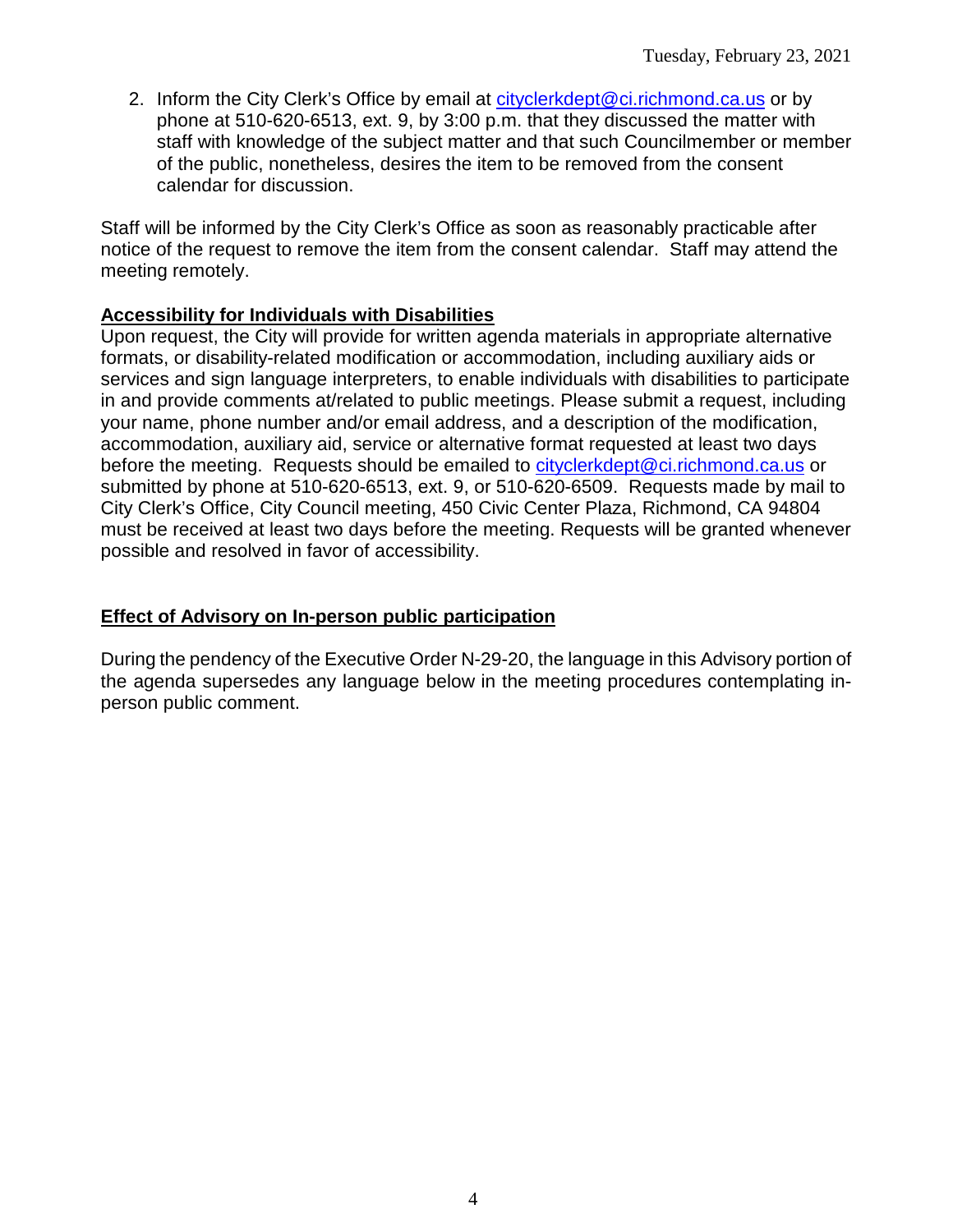2. Inform the City Clerk's Office by email at cityclerkdept@ci.richmond.ca.us or by phone at 510-620-6513, ext. 9, by 3:00 p.m. that they discussed the matter with staff with knowledge of the subject matter and that such Councilmember or member of the public, nonetheless, desires the item to be removed from the consent calendar for discussion.

Staff will be informed by the City Clerk's Office as soon as reasonably practicable after notice of the request to remove the item from the consent calendar. Staff may attend the meeting remotely.

**Accessibility for Individuals with Disabilities**

Upon request, the City will provide for written agenda materials in appropriate alternative formats, or disability-related modification or accommodation, including auxiliary aids or services and sign language interpreters, to enable individuals with disabilities to participate in and provide comments at/related to public meetings. Please submit a request, including your name, phone number and/or email address, and a description of the modification, accommodation, auxiliary aid, service or alternative format requested at least two days before the meeting. Requests should be emailed to cityclerkdept@ci.richmond.ca.us or submitted by phone at 510-620-6513, ext. 9, or 510-620-6509. Requests made by mail to City Clerk's Office, City Council meeting, 450 Civic Center Plaza, Richmond, CA 94804 must be received at least two days before the meeting. Requests will be granted whenever possible and resolved in favor of accessibility.

**Effect of Advisory on In-person public participation**

During the pendency of the Executive Order N-29-20, the language in this Advisory portion of the agenda supersedes any language below in the meeting procedures contemplating in-person public comment.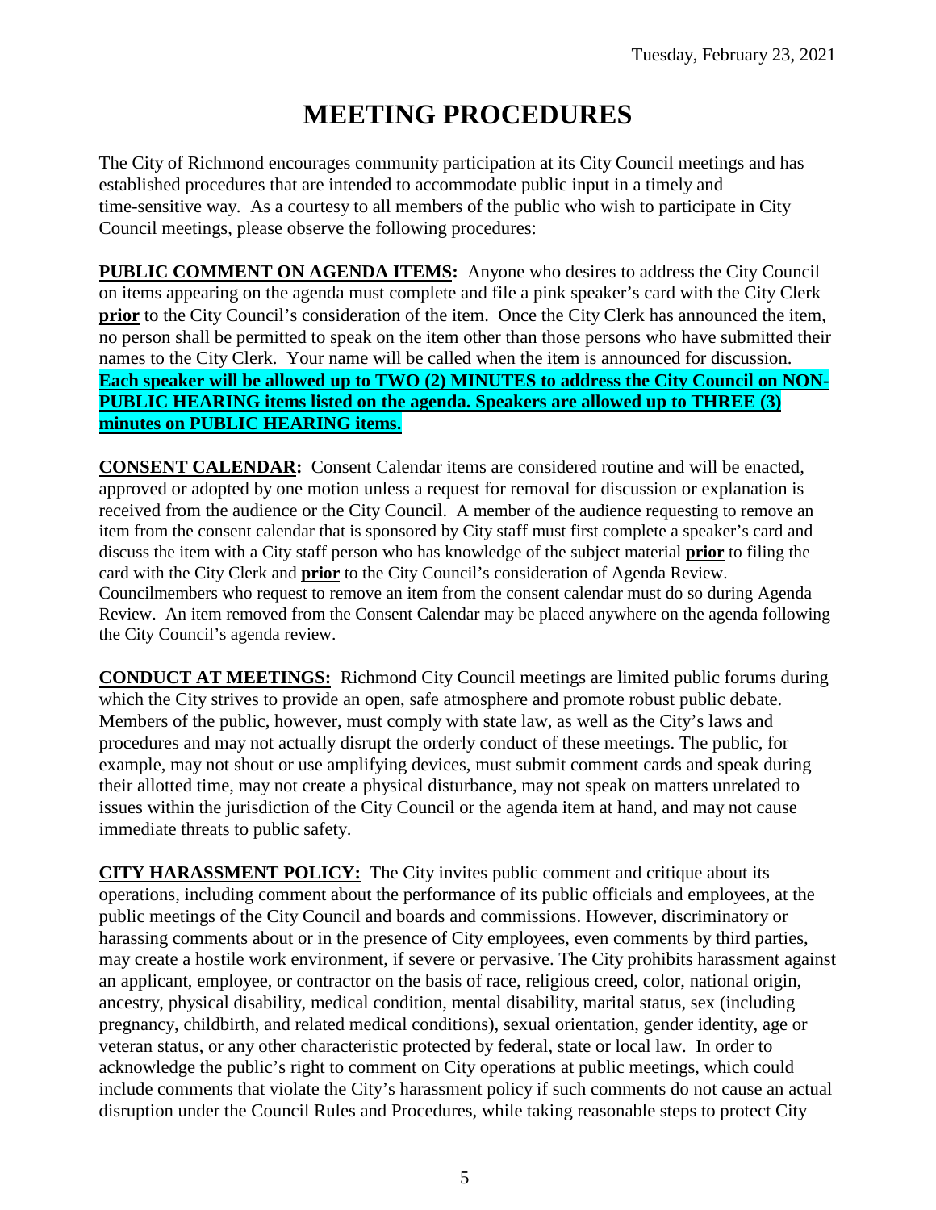# MEETING PROCEDURES

The City of Richmond encourages community participation at its City Council meetings and has established procedures that are intended to accommodate public input in a timely and time-sensitive way. As a courtesy to all members of the public who wish to participate in City Council meetings, please observe the following procedures:

**PUBLIC COMMENT ON AGENDA ITEMS:** Anyone who desires to address the City Council on items appearing on the agenda must complete and file a pink speaker's card with the City Clerk **prior** to the City Council's consideration of the item. Once the City Clerk has announced the item, no person shall be permitted to speak on the item other than those persons who have submitted their names to the City Clerk. Your name will be called when the item is announced for discussion. **Each speaker will be allowed up to TWO (2) MINUTES to address the City Council on NON-PUBLIC HEARING items listed on the agenda. Speakers are allowed up to THREE (3) minutes on PUBLIC HEARING items.**

**CONSENT CALENDAR:** Consent Calendar items are considered routine and will be enacted, approved or adopted by one motion unless a request for removal for discussion or explanation is received from the audience or the City Council. A member of the audience requesting to remove an item from the consent calendar that is sponsored by City staff must first complete a speaker's card and discuss the item with a City staff person who has knowledge of the subject material **prior** to filing the card with the City Clerk and **prior** to the City Council's consideration of Agenda Review. Councilmembers who request to remove an item from the consent calendar must do so during Agenda Review. An item removed from the Consent Calendar may be placed anywhere on the agenda following the City Council's agenda review.

**CONDUCT AT MEETINGS:** Richmond City Council meetings are limited public forums during which the City strives to provide an open, safe atmosphere and promote robust public debate. Members of the public, however, must comply with state law, as well as the City's laws and procedures and may not actually disrupt the orderly conduct of these meetings. The public, for example, may not shout or use amplifying devices, must submit comment cards and speak during their allotted time, may not create a physical disturbance, may not speak on matters unrelated to issues within the jurisdiction of the City Council or the agenda item at hand, and may not cause immediate threats to public safety.

**CITY HARASSMENT POLICY:** The City invites public comment and critique about its operations, including comment about the performance of its public officials and employees, at the public meetings of the City Council and boards and commissions. However, discriminatory or harassing comments about or in the presence of City employees, even comments by third parties, may create a hostile work environment, if severe or pervasive. The City prohibits harassment against an applicant, employee, or contractor on the basis of race, religious creed, color, national origin, ancestry, physical disability, medical condition, mental disability, marital status, sex (including pregnancy, childbirth, and related medical conditions), sexual orientation, gender identity, age or veteran status, or any other characteristic protected by federal, state or local law. In order to acknowledge the public's right to comment on City operations at public meetings, which could include comments that violate the City's harassment policy if such comments do not cause an actual disruption under the Council Rules and Procedures, while taking reasonable steps to protect City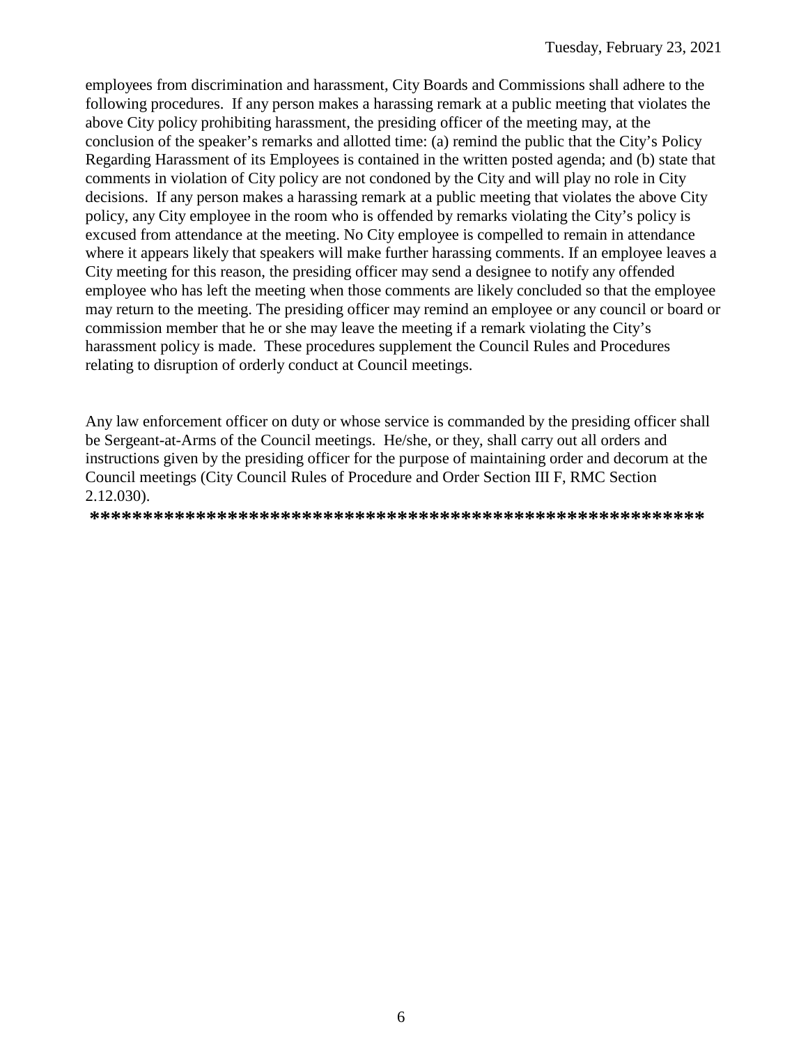employees from discrimination and harassment, City Boards and Commissions shall adhere to the following procedures. If any person makes a harassing remark at a public meeting that violates the above City policy prohibiting harassment, the presiding officer of the meeting may, at the conclusion of the speaker's remarks and allotted time: (a) remind the public that the City's Policy Regarding Harassment of its Employees is contained in the written posted agenda; and (b) state that comments in violation of City policy are not condoned by the City and will play no role in City decisions. If any person makes a harassing remark at a public meeting that violates the above City policy, any City employee in the room who is offended by remarks violating the City's policy is excused from attendance at the meeting. No City employee is compelled to remain in attendance where it appears likely that speakers will make further harassing comments. If an employee leaves a City meeting for this reason, the presiding officer may send a designee to notify any offended employee who has left the meeting when those comments are likely concluded so that the employee may return to the meeting. The presiding officer may remind an employee or any council or board or commission member that he or she may leave the meeting if a remark violating the City's harassment policy is made. These procedures supplement the Council Rules and Procedures relating to disruption of orderly conduct at Council meetings.

Any law enforcement officer on duty or whose service is commanded by the presiding officer shall be Sergeant-at-Arms of the Council meetings. He/she, or they, shall carry out all orders and instructions given by the presiding officer for the purpose of maintaining order and decorum at the Council meetings (City Council Rules of Procedure and Order Section III F, RMC Section 2.12.030).

**************************************************************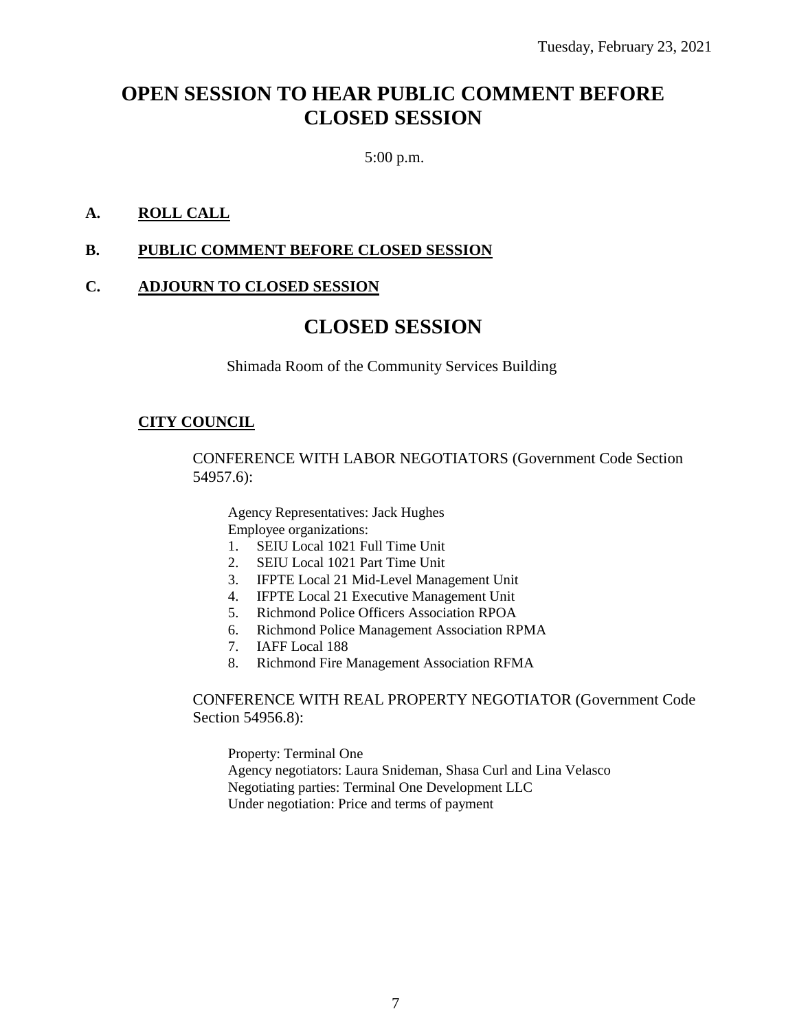# OPEN SESSION TO HEAR PUBLIC COMMENT BEFORE CLOSED SESSION

5:00 p.m.

**A. ROLL CALL**

**B. PUBLIC COMMENT BEFORE CLOSED SESSION**

**C. ADJOURN TO CLOSED SESSION**

# CLOSED SESSION

Shimada Room of the Community Services Building

**CITY COUNCIL**

CONFERENCE WITH LABOR NEGOTIATORS (Government Code Section 54957.6):

Agency Representatives: Jack Hughes
Employee organizations:

1. SEIU Local 1021 Full Time Unit
2. SEIU Local 1021 Part Time Unit
3. IFPTE Local 21 Mid-Level Management Unit
4. IFPTE Local 21 Executive Management Unit
5. Richmond Police Officers Association RPOA
6. Richmond Police Management Association RPMA
7. IAFF Local 188
8. Richmond Fire Management Association RFMA

CONFERENCE WITH REAL PROPERTY NEGOTIATOR (Government Code Section 54956.8):

Property: Terminal One
Agency negotiators: Laura Snideman, Shasa Curl and Lina Velasco
Negotiating parties: Terminal One Development LLC
Under negotiation: Price and terms of payment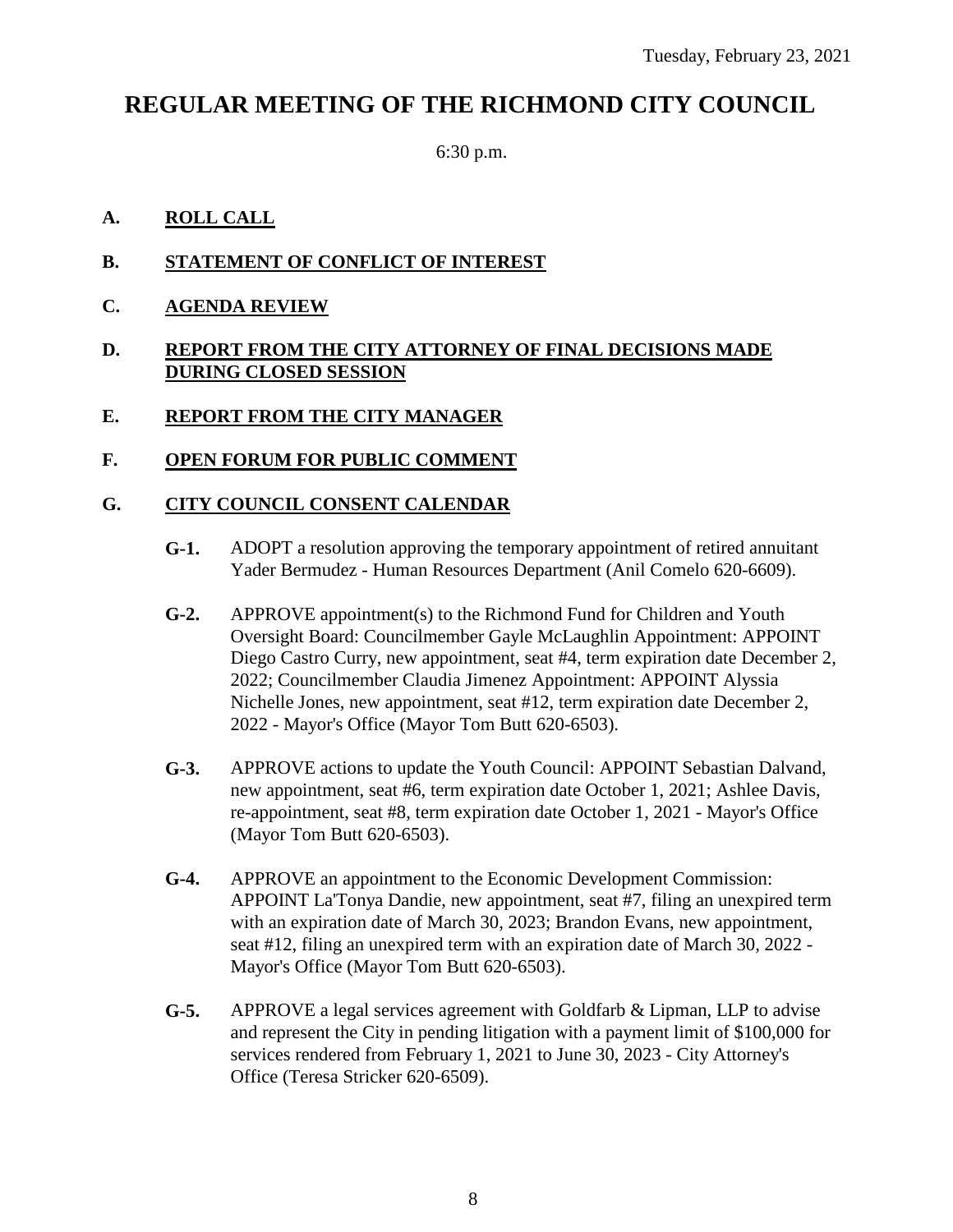Tuesday, February 23, 2021

# REGULAR MEETING OF THE RICHMOND CITY COUNCIL

6:30 p.m.

**A. ROLL CALL**

**B. STATEMENT OF CONFLICT OF INTEREST**

**C. AGENDA REVIEW**

**D. REPORT FROM THE CITY ATTORNEY OF FINAL DECISIONS MADE DURING CLOSED SESSION**

**E. REPORT FROM THE CITY MANAGER**

**F. OPEN FORUM FOR PUBLIC COMMENT**

**G. CITY COUNCIL CONSENT CALENDAR**

**G-1.** ADOPT a resolution approving the temporary appointment of retired annuitant Yader Bermudez - Human Resources Department (Anil Comelo 620-6609).

**G-2.** APPROVE appointment(s) to the Richmond Fund for Children and Youth Oversight Board: Councilmember Gayle McLaughlin Appointment: APPOINT Diego Castro Curry, new appointment, seat #4, term expiration date December 2, 2022; Councilmember Claudia Jimenez Appointment: APPOINT Alyssia Nichelle Jones, new appointment, seat #12, term expiration date December 2, 2022 - Mayor's Office (Mayor Tom Butt 620-6503).

**G-3.** APPROVE actions to update the Youth Council: APPOINT Sebastian Dalvand, new appointment, seat #6, term expiration date October 1, 2021; Ashlee Davis, re-appointment, seat #8, term expiration date October 1, 2021 - Mayor's Office (Mayor Tom Butt 620-6503).

**G-4.** APPROVE an appointment to the Economic Development Commission: APPOINT La'Tonya Dandie, new appointment, seat #7, filing an unexpired term with an expiration date of March 30, 2023; Brandon Evans, new appointment, seat #12, filing an unexpired term with an expiration date of March 30, 2022 - Mayor's Office (Mayor Tom Butt 620-6503).

**G-5.** APPROVE a legal services agreement with Goldfarb & Lipman, LLP to advise and represent the City in pending litigation with a payment limit of $100,000 for services rendered from February 1, 2021 to June 30, 2023 - City Attorney's Office (Teresa Stricker 620-6509).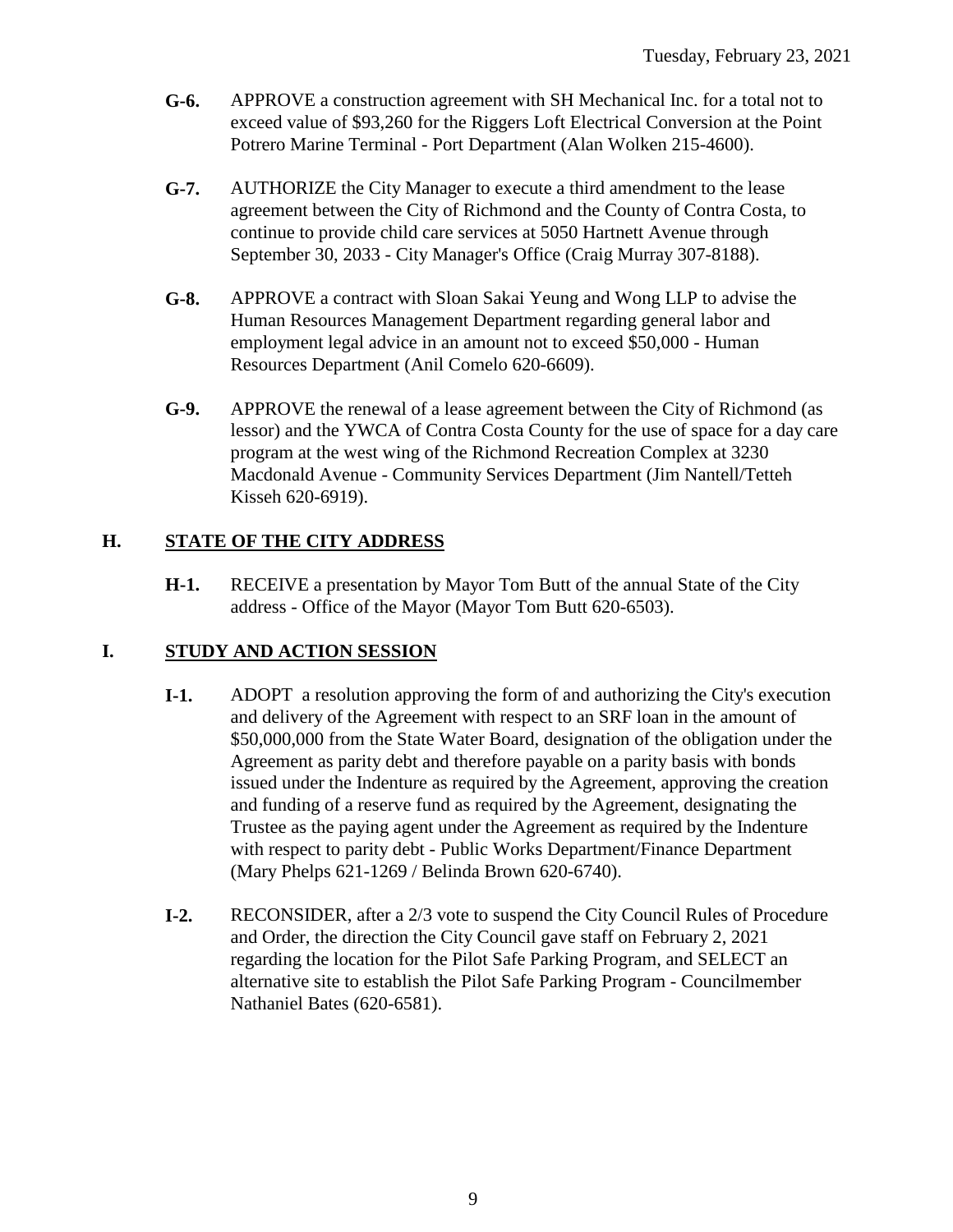- **G-6.** APPROVE a construction agreement with SH Mechanical Inc. for a total not to exceed value of $93,260 for the Riggers Loft Electrical Conversion at the Point Potrero Marine Terminal - Port Department (Alan Wolken 215-4600).

- **G-7.** AUTHORIZE the City Manager to execute a third amendment to the lease agreement between the City of Richmond and the County of Contra Costa, to continue to provide child care services at 5050 Hartnett Avenue through September 30, 2033 - City Manager's Office (Craig Murray 307-8188).

- **G-8.** APPROVE a contract with Sloan Sakai Yeung and Wong LLP to advise the Human Resources Management Department regarding general labor and employment legal advice in an amount not to exceed $50,000 - Human Resources Department (Anil Comelo 620-6609).

- **G-9.** APPROVE the renewal of a lease agreement between the City of Richmond (as lessor) and the YWCA of Contra Costa County for the use of space for a day care program at the west wing of the Richmond Recreation Complex at 3230 Macdonald Avenue - Community Services Department (Jim Nantell/Tetteh Kisseh 620-6919).

## H. STATE OF THE CITY ADDRESS

- **H-1.** RECEIVE a presentation by Mayor Tom Butt of the annual State of the City address - Office of the Mayor (Mayor Tom Butt 620-6503).

## I. STUDY AND ACTION SESSION

- **I-1.** ADOPT a resolution approving the form of and authorizing the City's execution and delivery of the Agreement with respect to an SRF loan in the amount of $50,000,000 from the State Water Board, designation of the obligation under the Agreement as parity debt and therefore payable on a parity basis with bonds issued under the Indenture as required by the Agreement, approving the creation and funding of a reserve fund as required by the Agreement, designating the Trustee as the paying agent under the Agreement as required by the Indenture with respect to parity debt - Public Works Department/Finance Department (Mary Phelps 621-1269 / Belinda Brown 620-6740).

- **I-2.** RECONSIDER, after a 2/3 vote to suspend the City Council Rules of Procedure and Order, the direction the City Council gave staff on February 2, 2021 regarding the location for the Pilot Safe Parking Program, and SELECT an alternative site to establish the Pilot Safe Parking Program - Councilmember Nathaniel Bates (620-6581).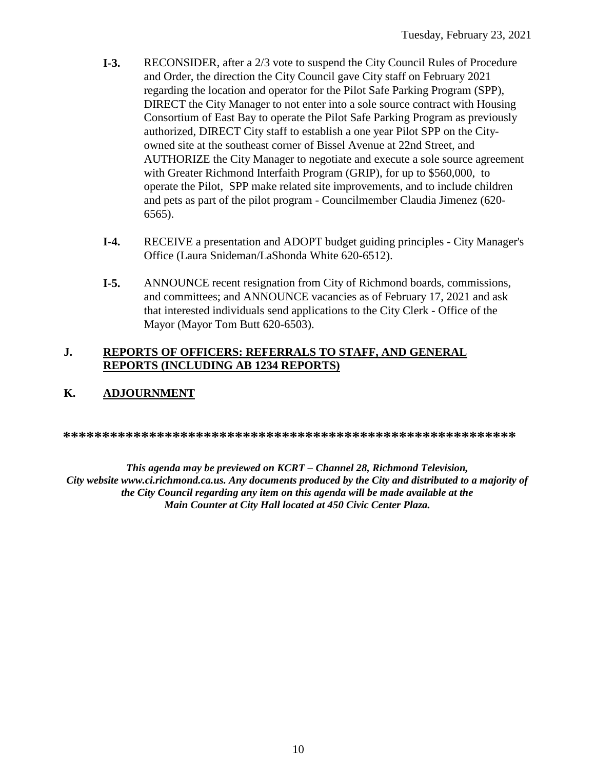**I-3.** RECONSIDER, after a 2/3 vote to suspend the City Council Rules of Procedure and Order, the direction the City Council gave City staff on February 2021 regarding the location and operator for the Pilot Safe Parking Program (SPP), DIRECT the City Manager to not enter into a sole source contract with Housing Consortium of East Bay to operate the Pilot Safe Parking Program as previously authorized, DIRECT City staff to establish a one year Pilot SPP on the City-owned site at the southeast corner of Bissel Avenue at 22nd Street, and AUTHORIZE the City Manager to negotiate and execute a sole source agreement with Greater Richmond Interfaith Program (GRIP), for up to $560,000, to operate the Pilot, SPP make related site improvements, and to include children and pets as part of the pilot program - Councilmember Claudia Jimenez (620-6565).

**I-4.** RECEIVE a presentation and ADOPT budget guiding principles - City Manager's Office (Laura Snideman/LaShonda White 620-6512).

**I-5.** ANNOUNCE recent resignation from City of Richmond boards, commissions, and committees; and ANNOUNCE vacancies as of February 17, 2021 and ask that interested individuals send applications to the City Clerk - Office of the Mayor (Mayor Tom Butt 620-6503).

## J. REPORTS OF OFFICERS: REFERRALS TO STAFF, AND GENERAL REPORTS (INCLUDING AB 1234 REPORTS)

## K. ADJOURNMENT

**********************************************************

***This agenda may be previewed on KCRT – Channel 28, Richmond Television, City website www.ci.richmond.ca.us. Any documents produced by the City and distributed to a majority of the City Council regarding any item on this agenda will be made available at the Main Counter at City Hall located at 450 Civic Center Plaza.***